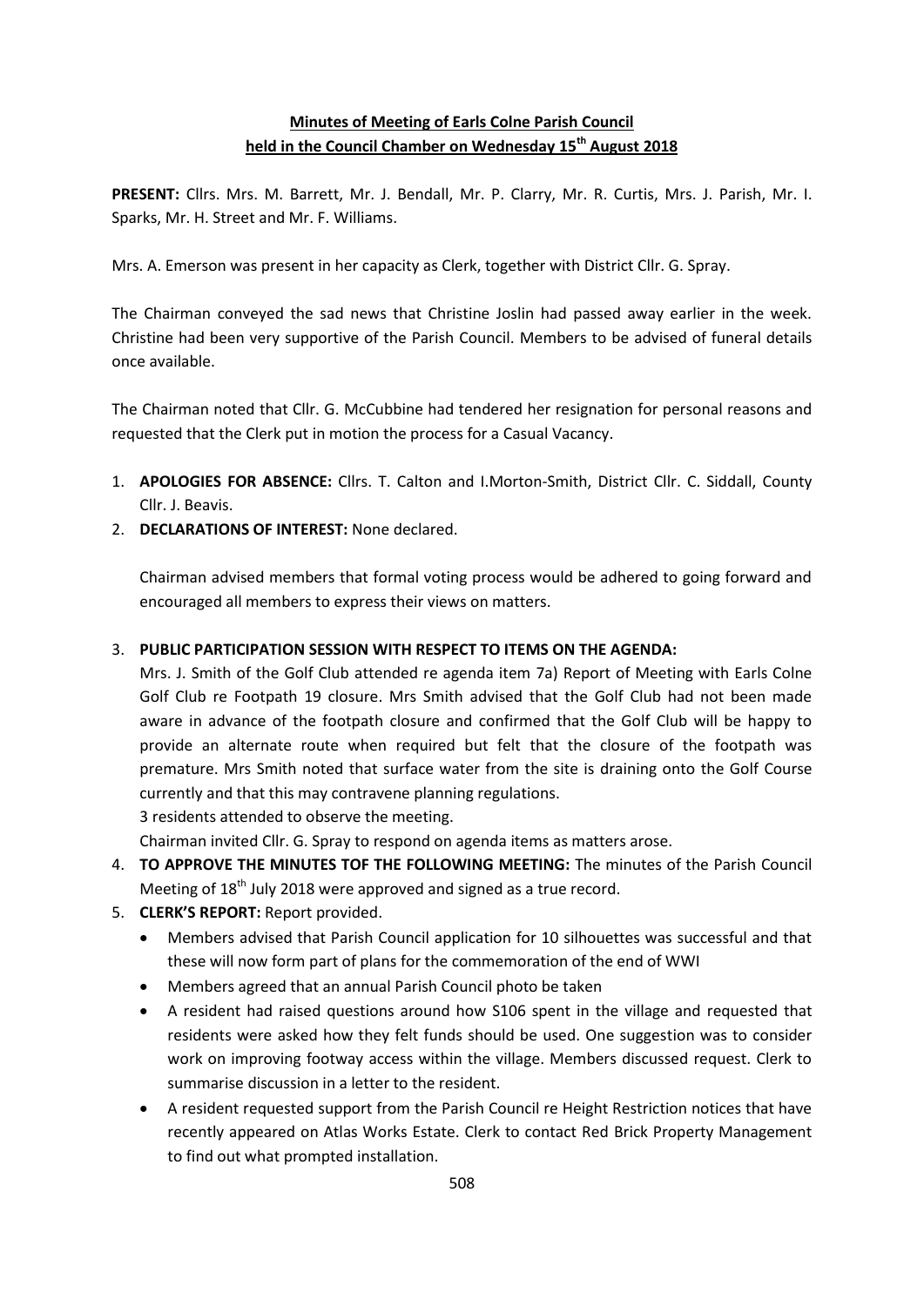**Minutes of Meeting of Earls Colne Parish Council**
**held in the Council Chamber on Wednesday 15th August 2018**

**PRESENT:** Cllrs. Mrs. M. Barrett, Mr. J. Bendall, Mr. P. Clarry, Mr. R. Curtis, Mrs. J. Parish, Mr. I. Sparks, Mr. H. Street and Mr. F. Williams.

Mrs. A. Emerson was present in her capacity as Clerk, together with District Cllr. G. Spray.

The Chairman conveyed the sad news that Christine Joslin had passed away earlier in the week. Christine had been very supportive of the Parish Council. Members to be advised of funeral details once available.

The Chairman noted that Cllr. G. McCubbine had tendered her resignation for personal reasons and requested that the Clerk put in motion the process for a Casual Vacancy.

1. **APOLOGIES FOR ABSENCE:** Cllrs. T. Calton and I.Morton-Smith, District Cllr. C. Siddall, County Cllr. J. Beavis.
2. **DECLARATIONS OF INTEREST:** None declared.

   Chairman advised members that formal voting process would be adhered to going forward and encouraged all members to express their views on matters.

3. **PUBLIC PARTICIPATION SESSION WITH RESPECT TO ITEMS ON THE AGENDA:**
   Mrs. J. Smith of the Golf Club attended re agenda item 7a) Report of Meeting with Earls Colne Golf Club re Footpath 19 closure. Mrs Smith advised that the Golf Club had not been made aware in advance of the footpath closure and confirmed that the Golf Club will be happy to provide an alternate route when required but felt that the closure of the footpath was premature. Mrs Smith noted that surface water from the site is draining onto the Golf Course currently and that this may contravene planning regulations.
   3 residents attended to observe the meeting.
   Chairman invited Cllr. G. Spray to respond on agenda items as matters arose.
4. **TO APPROVE THE MINUTES TOF THE FOLLOWING MEETING:** The minutes of the Parish Council Meeting of 18th July 2018 were approved and signed as a true record.
5. **CLERK'S REPORT:** Report provided.
   - Members advised that Parish Council application for 10 silhouettes was successful and that these will now form part of plans for the commemoration of the end of WWI
   - Members agreed that an annual Parish Council photo be taken
   - A resident had raised questions around how S106 spent in the village and requested that residents were asked how they felt funds should be used. One suggestion was to consider work on improving footway access within the village. Members discussed request. Clerk to summarise discussion in a letter to the resident.
   - A resident requested support from the Parish Council re Height Restriction notices that have recently appeared on Atlas Works Estate. Clerk to contact Red Brick Property Management to find out what prompted installation.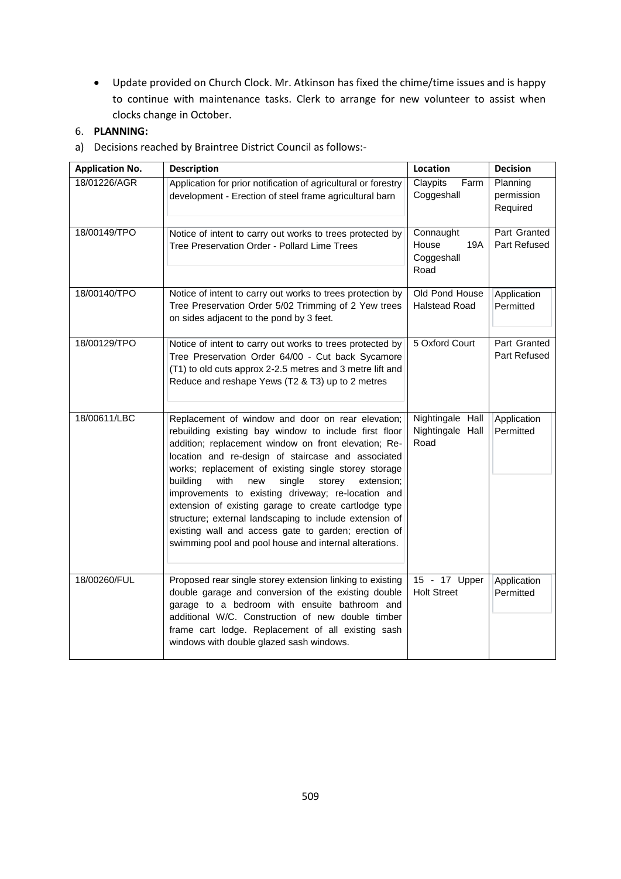- Update provided on Church Clock. Mr. Atkinson has fixed the chime/time issues and is happy to continue with maintenance tasks. Clerk to arrange for new volunteer to assist when clocks change in October.

6. **PLANNING:**

a) Decisions reached by Braintree District Council as follows:-

| Application No. | Description | Location | Decision |
|---|---|---|---|
| 18/01226/AGR | Application for prior notification of agricultural or forestry development - Erection of steel frame agricultural barn | Claypits Farm Coggeshall | Planning permission Required |
| 18/00149/TPO | Notice of intent to carry out works to trees protected by Tree Preservation Order - Pollard Lime Trees | Connaught House 19A Coggeshall Road | Part Granted Part Refused |
| 18/00140/TPO | Notice of intent to carry out works to trees protection by Tree Preservation Order 5/02 Trimming of 2 Yew trees on sides adjacent to the pond by 3 feet. | Old Pond House Halstead Road | Application Permitted |
| 18/00129/TPO | Notice of intent to carry out works to trees protected by Tree Preservation Order 64/00 - Cut back Sycamore (T1) to old cuts approx 2-2.5 metres and 3 metre lift and Reduce and reshape Yews (T2 & T3) up to 2 metres | 5 Oxford Court | Part Granted Part Refused |
| 18/00611/LBC | Replacement of window and door on rear elevation; rebuilding existing bay window to include first floor addition; replacement window on front elevation; Re-location and re-design of staircase and associated works; replacement of existing single storey storage building with new single storey extension; improvements to existing driveway; re-location and extension of existing garage to create cartlodge type structure; external landscaping to include extension of existing wall and access gate to garden; erection of swimming pool and pool house and internal alterations. | Nightingale Hall Nightingale Hall Road | Application Permitted |
| 18/00260/FUL | Proposed rear single storey extension linking to existing double garage and conversion of the existing double garage to a bedroom with ensuite bathroom and additional W/C. Construction of new double timber frame cart lodge. Replacement of all existing sash windows with double glazed sash windows. | 15 - 17 Upper Holt Street | Application Permitted |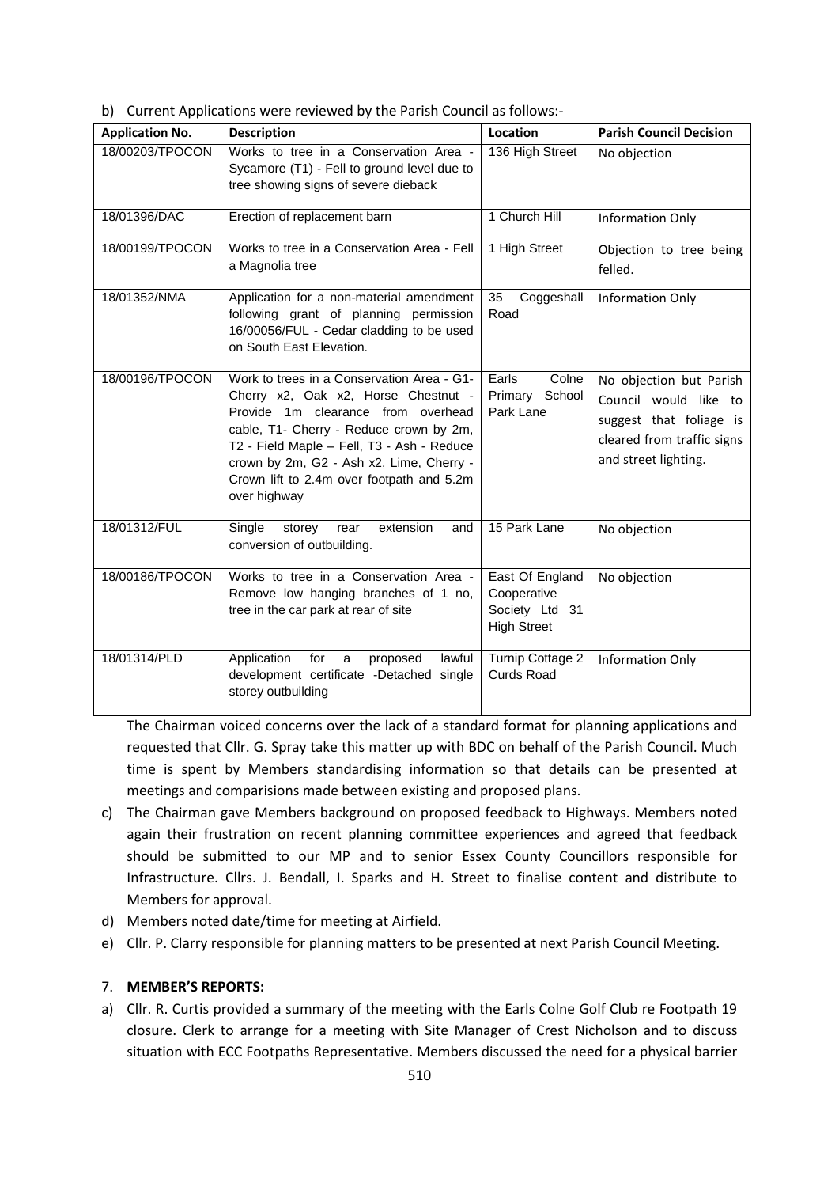b) Current Applications were reviewed by the Parish Council as follows:-

| Application No. | Description | Location | Parish Council Decision |
|---|---|---|---|
| 18/00203/TPOCON | Works to tree in a Conservation Area - Sycamore (T1) - Fell to ground level due to tree showing signs of severe dieback | 136 High Street | No objection |
| 18/01396/DAC | Erection of replacement barn | 1 Church Hill | Information Only |
| 18/00199/TPOCON | Works to tree in a Conservation Area - Fell a Magnolia tree | 1 High Street | Objection to tree being felled. |
| 18/01352/NMA | Application for a non-material amendment following grant of planning permission 16/00056/FUL - Cedar cladding to be used on South East Elevation. | 35 Coggeshall Road | Information Only |
| 18/00196/TPOCON | Work to trees in a Conservation Area - G1- Cherry x2, Oak x2, Horse Chestnut - Provide 1m clearance from overhead cable, T1- Cherry - Reduce crown by 2m, T2 - Field Maple – Fell, T3 - Ash - Reduce crown by 2m, G2 - Ash x2, Lime, Cherry - Crown lift to 2.4m over footpath and 5.2m over highway | Earls Colne Primary School Park Lane | No objection but Parish Council would like to suggest that foliage is cleared from traffic signs and street lighting. |
| 18/01312/FUL | Single storey rear extension and conversion of outbuilding. | 15 Park Lane | No objection |
| 18/00186/TPOCON | Works to tree in a Conservation Area - Remove low hanging branches of 1 no, tree in the car park at rear of site | East Of England Cooperative Society Ltd 31 High Street | No objection |
| 18/01314/PLD | Application for a proposed lawful development certificate -Detached single storey outbuilding | Turnip Cottage 2 Curds Road | Information Only |

The Chairman voiced concerns over the lack of a standard format for planning applications and requested that Cllr. G. Spray take this matter up with BDC on behalf of the Parish Council. Much time is spent by Members standardising information so that details can be presented at meetings and comparisions made between existing and proposed plans.

c) The Chairman gave Members background on proposed feedback to Highways. Members noted again their frustration on recent planning committee experiences and agreed that feedback should be submitted to our MP and to senior Essex County Councillors responsible for Infrastructure. Cllrs. J. Bendall, I. Sparks and H. Street to finalise content and distribute to Members for approval.
d) Members noted date/time for meeting at Airfield.
e) Cllr. P. Clarry responsible for planning matters to be presented at next Parish Council Meeting.

7. **MEMBER'S REPORTS:**

a) Cllr. R. Curtis provided a summary of the meeting with the Earls Colne Golf Club re Footpath 19 closure. Clerk to arrange for a meeting with Site Manager of Crest Nicholson and to discuss situation with ECC Footpaths Representative. Members discussed the need for a physical barrier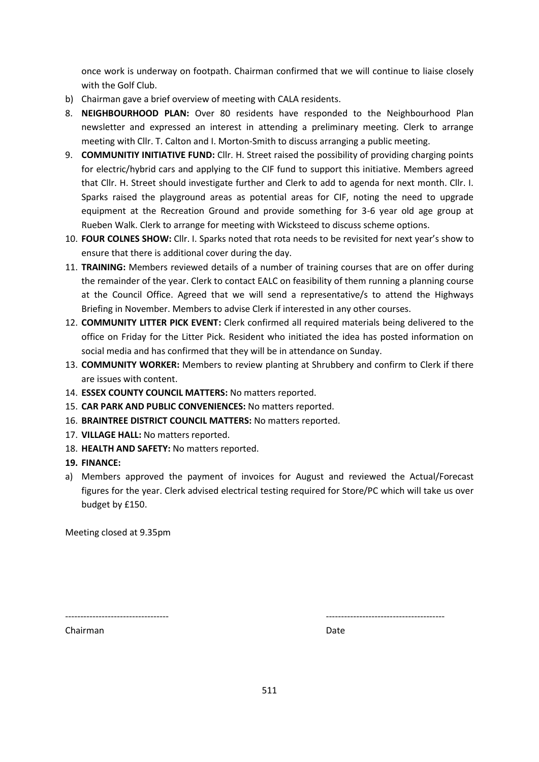once work is underway on footpath. Chairman confirmed that we will continue to liaise closely with the Golf Club.

b) Chairman gave a brief overview of meeting with CALA residents.

8. **NEIGHBOURHOOD PLAN:** Over 80 residents have responded to the Neighbourhood Plan newsletter and expressed an interest in attending a preliminary meeting. Clerk to arrange meeting with Cllr. T. Calton and I. Morton-Smith to discuss arranging a public meeting.
9. **COMMUNITIY INITIATIVE FUND:** Cllr. H. Street raised the possibility of providing charging points for electric/hybrid cars and applying to the CIF fund to support this initiative. Members agreed that Cllr. H. Street should investigate further and Clerk to add to agenda for next month. Cllr. I. Sparks raised the playground areas as potential areas for CIF, noting the need to upgrade equipment at the Recreation Ground and provide something for 3-6 year old age group at Rueben Walk. Clerk to arrange for meeting with Wicksteed to discuss scheme options.
10. **FOUR COLNES SHOW:** Cllr. I. Sparks noted that rota needs to be revisited for next year's show to ensure that there is additional cover during the day.
11. **TRAINING:** Members reviewed details of a number of training courses that are on offer during the remainder of the year. Clerk to contact EALC on feasibility of them running a planning course at the Council Office. Agreed that we will send a representative/s to attend the Highways Briefing in November. Members to advise Clerk if interested in any other courses.
12. **COMMUNITY LITTER PICK EVENT:** Clerk confirmed all required materials being delivered to the office on Friday for the Litter Pick. Resident who initiated the idea has posted information on social media and has confirmed that they will be in attendance on Sunday.
13. **COMMUNITY WORKER:** Members to review planting at Shrubbery and confirm to Clerk if there are issues with content.
14. **ESSEX COUNTY COUNCIL MATTERS:** No matters reported.
15. **CAR PARK AND PUBLIC CONVENIENCES:** No matters reported.
16. **BRAINTREE DISTRICT COUNCIL MATTERS:** No matters reported.
17. **VILLAGE HALL:** No matters reported.
18. **HEALTH AND SAFETY:** No matters reported.
19. **FINANCE:**

a) Members approved the payment of invoices for August and reviewed the Actual/Forecast figures for the year. Clerk advised electrical testing required for Store/PC which will take us over budget by £150.

Meeting closed at 9.35pm

---------------------------------- ---------------------------------------

Chairman Date